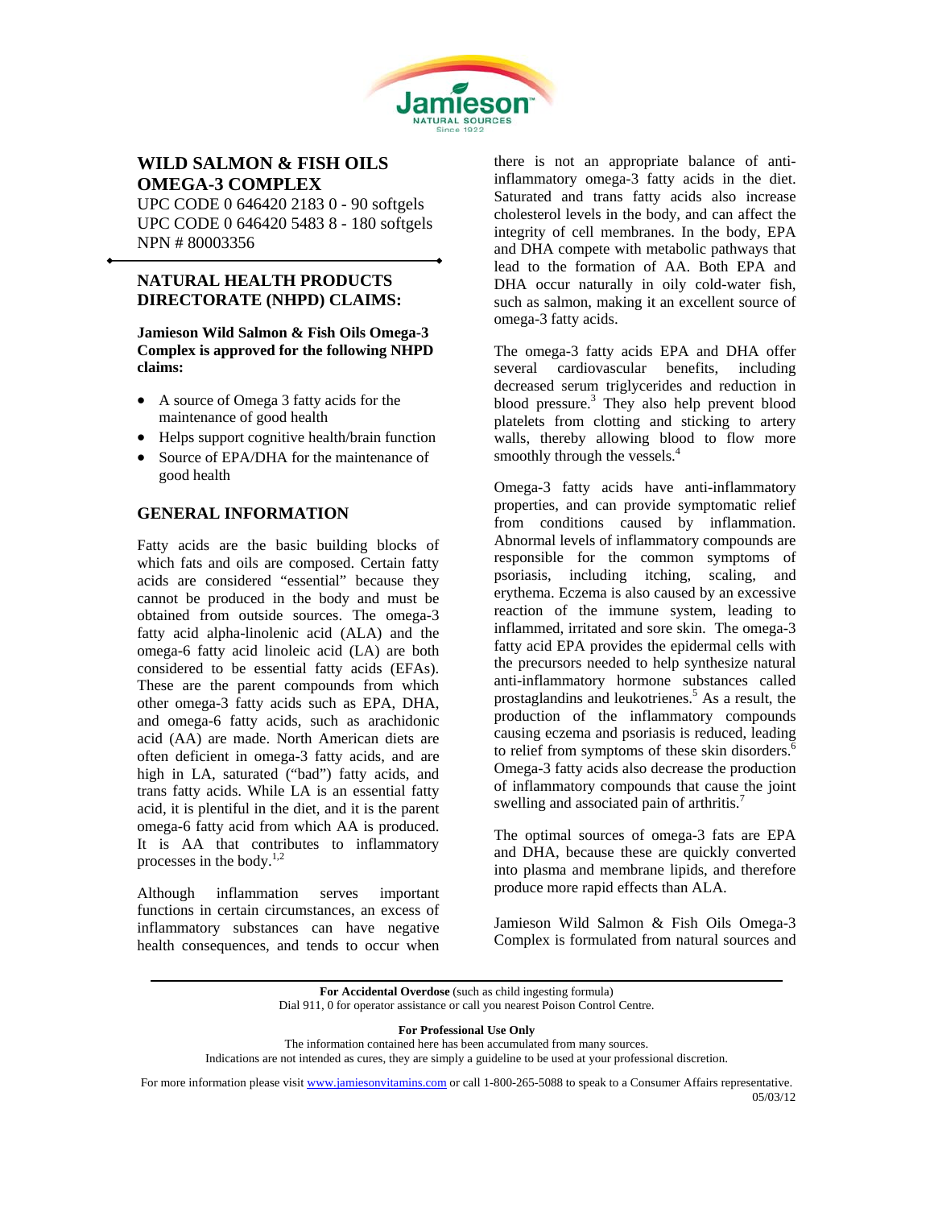Jamieson NATURAL SOURCES Since 1922

# WILD SALMON & FISH OILS OMEGA-3 COMPLEX

UPC CODE 0 646420 2183 0 - 90 softgels
UPC CODE 0 646420 5483 8 - 180 softgels
NPN # 80003356

## NATURAL HEALTH PRODUCTS DIRECTORATE (NHPD) CLAIMS:

**Jamieson Wild Salmon & Fish Oils Omega-3 Complex is approved for the following NHPD claims:**

- A source of Omega 3 fatty acids for the maintenance of good health
- Helps support cognitive health/brain function
- Source of EPA/DHA for the maintenance of good health

## GENERAL INFORMATION

Fatty acids are the basic building blocks of which fats and oils are composed. Certain fatty acids are considered "essential" because they cannot be produced in the body and must be obtained from outside sources. The omega-3 fatty acid alpha-linolenic acid (ALA) and the omega-6 fatty acid linoleic acid (LA) are both considered to be essential fatty acids (EFAs). These are the parent compounds from which other omega-3 fatty acids such as EPA, DHA, and omega-6 fatty acids, such as arachidonic acid (AA) are made. North American diets are often deficient in omega-3 fatty acids, and are high in LA, saturated ("bad") fatty acids, and trans fatty acids. While LA is an essential fatty acid, it is plentiful in the diet, and it is the parent omega-6 fatty acid from which AA is produced. It is AA that contributes to inflammatory processes in the body.[1,2]

Although inflammation serves important functions in certain circumstances, an excess of inflammatory substances can have negative health consequences, and tends to occur when there is not an appropriate balance of anti-inflammatory omega-3 fatty acids in the diet. Saturated and trans fatty acids also increase cholesterol levels in the body, and can affect the integrity of cell membranes. In the body, EPA and DHA compete with metabolic pathways that lead to the formation of AA. Both EPA and DHA occur naturally in oily cold-water fish, such as salmon, making it an excellent source of omega-3 fatty acids.

The omega-3 fatty acids EPA and DHA offer several cardiovascular benefits, including decreased serum triglycerides and reduction in blood pressure.[3] They also help prevent blood platelets from clotting and sticking to artery walls, thereby allowing blood to flow more smoothly through the vessels.[4]

Omega-3 fatty acids have anti-inflammatory properties, and can provide symptomatic relief from conditions caused by inflammation. Abnormal levels of inflammatory compounds are responsible for the common symptoms of psoriasis, including itching, scaling, and erythema. Eczema is also caused by an excessive reaction of the immune system, leading to inflammed, irritated and sore skin. The omega-3 fatty acid EPA provides the epidermal cells with the precursors needed to help synthesize natural anti-inflammatory hormone substances called prostaglandins and leukotrienes.[5] As a result, the production of the inflammatory compounds causing eczema and psoriasis is reduced, leading to relief from symptoms of these skin disorders.[6] Omega-3 fatty acids also decrease the production of inflammatory compounds that cause the joint swelling and associated pain of arthritis.[7]

The optimal sources of omega-3 fats are EPA and DHA, because these are quickly converted into plasma and membrane lipids, and therefore produce more rapid effects than ALA.

Jamieson Wild Salmon & Fish Oils Omega-3 Complex is formulated from natural sources and

**For Accidental Overdose** (such as child ingesting formula)
Dial 911, 0 for operator assistance or call you nearest Poison Control Centre.

**For Professional Use Only**
The information contained here has been accumulated from many sources.
Indications are not intended as cures, they are simply a guideline to be used at your professional discretion.

For more information please visit www.jamiesonvitamins.com or call 1-800-265-5088 to speak to a Consumer Affairs representative.
05/03/12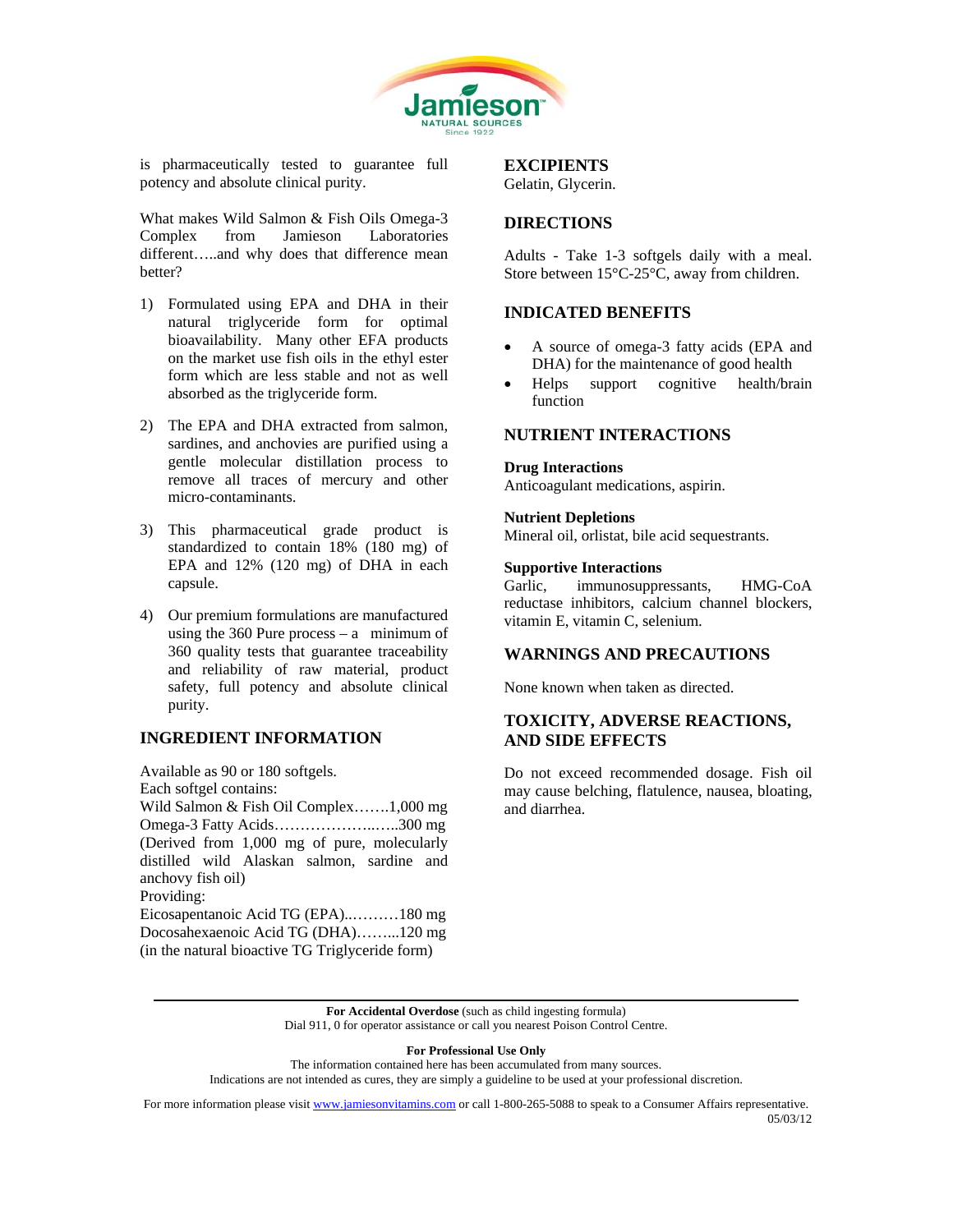is pharmaceutically tested to guarantee full potency and absolute clinical purity.

What makes Wild Salmon & Fish Oils Omega-3 Complex from Jamieson Laboratories different…..and why does that difference mean better?

1) Formulated using EPA and DHA in their natural triglyceride form for optimal bioavailability. Many other EFA products on the market use fish oils in the ethyl ester form which are less stable and not as well absorbed as the triglyceride form.

2) The EPA and DHA extracted from salmon, sardines, and anchovies are purified using a gentle molecular distillation process to remove all traces of mercury and other micro-contaminants.

3) This pharmaceutical grade product is standardized to contain 18% (180 mg) of EPA and 12% (120 mg) of DHA in each capsule.

4) Our premium formulations are manufactured using the 360 Pure process – a minimum of 360 quality tests that guarantee traceability and reliability of raw material, product safety, full potency and absolute clinical purity.

## INGREDIENT INFORMATION

Available as 90 or 180 softgels.
Each softgel contains:
Wild Salmon & Fish Oil Complex…….1,000 mg
Omega-3 Fatty Acids………………..…..300 mg
(Derived from 1,000 mg of pure, molecularly distilled wild Alaskan salmon, sardine and anchovy fish oil)
Providing:
Eicosapentanoic Acid TG (EPA)..………180 mg
Docosahexaenoic Acid TG (DHA)……...120 mg
(in the natural bioactive TG Triglyceride form)

## EXCIPIENTS

Gelatin, Glycerin.

## DIRECTIONS

Adults - Take 1-3 softgels daily with a meal. Store between 15°C-25°C, away from children.

## INDICATED BENEFITS

- A source of omega-3 fatty acids (EPA and DHA) for the maintenance of good health
- Helps support cognitive health/brain function

## NUTRIENT INTERACTIONS

**Drug Interactions**
Anticoagulant medications, aspirin.

**Nutrient Depletions**
Mineral oil, orlistat, bile acid sequestrants.

**Supportive Interactions**
Garlic, immunosuppressants, HMG-CoA reductase inhibitors, calcium channel blockers, vitamin E, vitamin C, selenium.

## WARNINGS AND PRECAUTIONS

None known when taken as directed.

## TOXICITY, ADVERSE REACTIONS, AND SIDE EFFECTS

Do not exceed recommended dosage. Fish oil may cause belching, flatulence, nausea, bloating, and diarrhea.

---

**For Accidental Overdose** (such as child ingesting formula)
Dial 911, 0 for operator assistance or call you nearest Poison Control Centre.

**For Professional Use Only**
The information contained here has been accumulated from many sources.
Indications are not intended as cures, they are simply a guideline to be used at your professional discretion.

For more information please visit www.jamiesonvitamins.com or call 1-800-265-5088 to speak to a Consumer Affairs representative.
05/03/12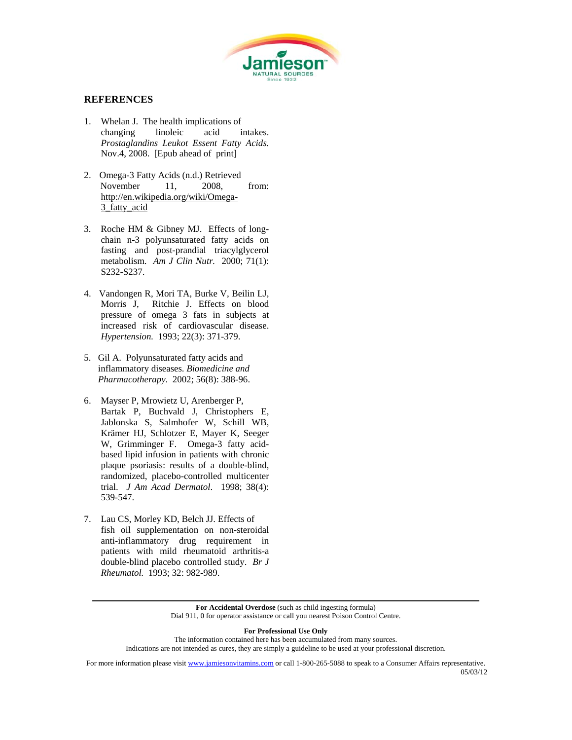## REFERENCES

1. Whelan J. The health implications of changing linoleic acid intakes. *Prostaglandins Leukot Essent Fatty Acids.* Nov.4, 2008. [Epub ahead of print]

2. Omega-3 Fatty Acids (n.d.) Retrieved November 11, 2008, from: http://en.wikipedia.org/wiki/Omega-3_fatty_acid

3. Roche HM & Gibney MJ. Effects of long-chain n-3 polyunsaturated fatty acids on fasting and post-prandial triacylglycerol metabolism. *Am J Clin Nutr.* 2000; 71(1): S232-S237.

4. Vandongen R, Mori TA, Burke V, Beilin LJ, Morris J, Ritchie J. Effects on blood pressure of omega 3 fats in subjects at increased risk of cardiovascular disease. *Hypertension.* 1993; 22(3): 371-379.

5. Gil A. Polyunsaturated fatty acids and inflammatory diseases. *Biomedicine and Pharmacotherapy*. 2002; 56(8): 388-96.

6. Mayser P, Mrowietz U, Arenberger P, Bartak P, Buchvald J, Christophers E, Jablonska S, Salmhofer W, Schill WB, Krämer HJ, Schlotzer E, Mayer K, Seeger W, Grimminger F. Omega-3 fatty acid-based lipid infusion in patients with chronic plaque psoriasis: results of a double-blind, randomized, placebo-controlled multicenter trial. *J Am Acad Dermatol*. 1998; 38(4): 539-547.

7. Lau CS, Morley KD, Belch JJ. Effects of fish oil supplementation on non-steroidal anti-inflammatory drug requirement in patients with mild rheumatoid arthritis-a double-blind placebo controlled study. *Br J Rheumatol.* 1993; 32: 982-989.

---

**For Accidental Overdose** (such as child ingesting formula)
Dial 911, 0 for operator assistance or call you nearest Poison Control Centre.

**For Professional Use Only**
The information contained here has been accumulated from many sources.
Indications are not intended as cures, they are simply a guideline to be used at your professional discretion.

For more information please visit www.jamiesonvitamins.com or call 1-800-265-5088 to speak to a Consumer Affairs representative.
05/03/12